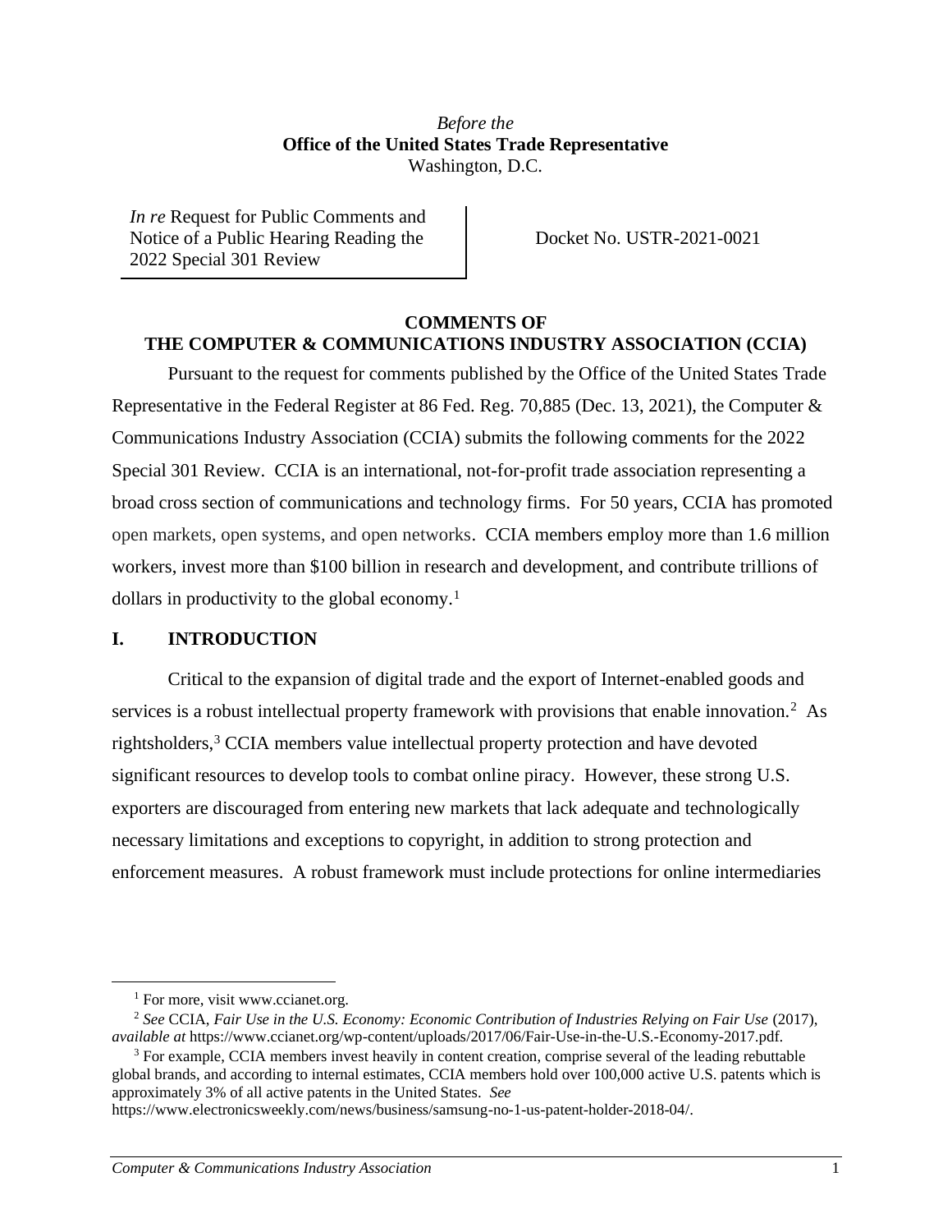*Before the*
**Office of the United States Trade Representative**
Washington, D.C.

| *In re* Request for Public Comments and Notice of a Public Hearing Reading the 2022 Special 301 Review | Docket No. USTR-2021-0021 |
|---|---|

**COMMENTS OF**
**THE COMPUTER & COMMUNICATIONS INDUSTRY ASSOCIATION (CCIA)**

Pursuant to the request for comments published by the Office of the United States Trade Representative in the Federal Register at 86 Fed. Reg. 70,885 (Dec. 13, 2021), the Computer & Communications Industry Association (CCIA) submits the following comments for the 2022 Special 301 Review. CCIA is an international, not-for-profit trade association representing a broad cross section of communications and technology firms. For 50 years, CCIA has promoted open markets, open systems, and open networks. CCIA members employ more than 1.6 million workers, invest more than $100 billion in research and development, and contribute trillions of dollars in productivity to the global economy.[1]

## I. INTRODUCTION

Critical to the expansion of digital trade and the export of Internet-enabled goods and services is a robust intellectual property framework with provisions that enable innovation.[2] As rightsholders,[3] CCIA members value intellectual property protection and have devoted significant resources to develop tools to combat online piracy. However, these strong U.S. exporters are discouraged from entering new markets that lack adequate and technologically necessary limitations and exceptions to copyright, in addition to strong protection and enforcement measures. A robust framework must include protections for online intermediaries

---

[1] For more, visit www.ccianet.org.

[2] *See* CCIA, *Fair Use in the U.S. Economy: Economic Contribution of Industries Relying on Fair Use* (2017), *available at* https://www.ccianet.org/wp-content/uploads/2017/06/Fair-Use-in-the-U.S.-Economy-2017.pdf.

[3] For example, CCIA members invest heavily in content creation, comprise several of the leading rebuttable global brands, and according to internal estimates, CCIA members hold over 100,000 active U.S. patents which is approximately 3% of all active patents in the United States. *See* https://www.electronicsweekly.com/news/business/samsung-no-1-us-patent-holder-2018-04/.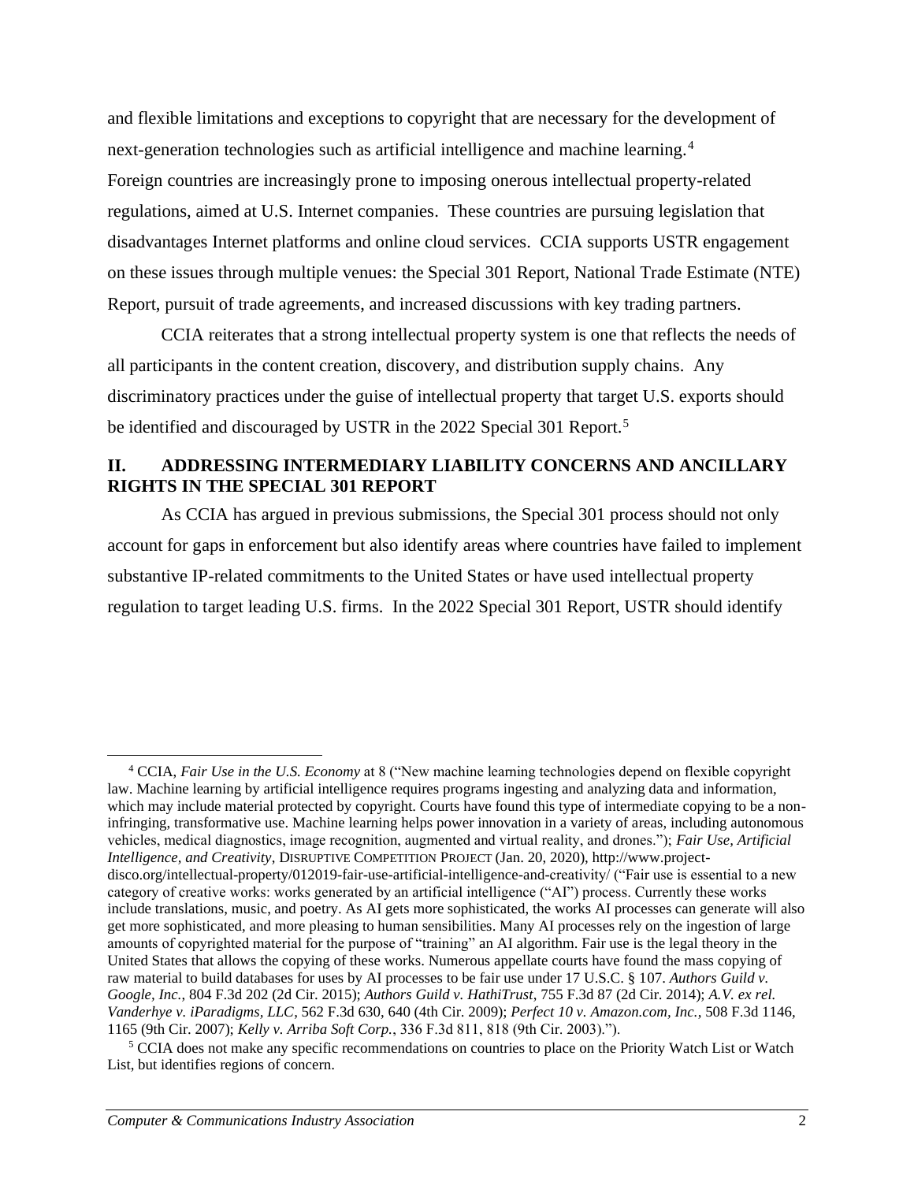and flexible limitations and exceptions to copyright that are necessary for the development of next-generation technologies such as artificial intelligence and machine learning.[4] Foreign countries are increasingly prone to imposing onerous intellectual property-related regulations, aimed at U.S. Internet companies. These countries are pursuing legislation that disadvantages Internet platforms and online cloud services. CCIA supports USTR engagement on these issues through multiple venues: the Special 301 Report, National Trade Estimate (NTE) Report, pursuit of trade agreements, and increased discussions with key trading partners.

CCIA reiterates that a strong intellectual property system is one that reflects the needs of all participants in the content creation, discovery, and distribution supply chains. Any discriminatory practices under the guise of intellectual property that target U.S. exports should be identified and discouraged by USTR in the 2022 Special 301 Report.[5]

## II. ADDRESSING INTERMEDIARY LIABILITY CONCERNS AND ANCILLARY RIGHTS IN THE SPECIAL 301 REPORT

As CCIA has argued in previous submissions, the Special 301 process should not only account for gaps in enforcement but also identify areas where countries have failed to implement substantive IP-related commitments to the United States or have used intellectual property regulation to target leading U.S. firms. In the 2022 Special 301 Report, USTR should identify

---

[4] CCIA, *Fair Use in the U.S. Economy* at 8 ("New machine learning technologies depend on flexible copyright law. Machine learning by artificial intelligence requires programs ingesting and analyzing data and information, which may include material protected by copyright. Courts have found this type of intermediate copying to be a non-infringing, transformative use. Machine learning helps power innovation in a variety of areas, including autonomous vehicles, medical diagnostics, image recognition, augmented and virtual reality, and drones."); *Fair Use, Artificial Intelligence, and Creativity*, DISRUPTIVE COMPETITION PROJECT (Jan. 20, 2020), http://www.project-disco.org/intellectual-property/012019-fair-use-artificial-intelligence-and-creativity/ ("Fair use is essential to a new category of creative works: works generated by an artificial intelligence ("AI") process. Currently these works include translations, music, and poetry. As AI gets more sophisticated, the works AI processes can generate will also get more sophisticated, and more pleasing to human sensibilities. Many AI processes rely on the ingestion of large amounts of copyrighted material for the purpose of "training" an AI algorithm. Fair use is the legal theory in the United States that allows the copying of these works. Numerous appellate courts have found the mass copying of raw material to build databases for uses by AI processes to be fair use under 17 U.S.C. § 107. *Authors Guild v. Google, Inc.*, 804 F.3d 202 (2d Cir. 2015); *Authors Guild v. HathiTrust*, 755 F.3d 87 (2d Cir. 2014); *A.V. ex rel. Vanderhye v. iParadigms, LLC*, 562 F.3d 630, 640 (4th Cir. 2009); *Perfect 10 v. Amazon.com, Inc.*, 508 F.3d 1146, 1165 (9th Cir. 2007); *Kelly v. Arriba Soft Corp.*, 336 F.3d 811, 818 (9th Cir. 2003).").

[5] CCIA does not make any specific recommendations on countries to place on the Priority Watch List or Watch List, but identifies regions of concern.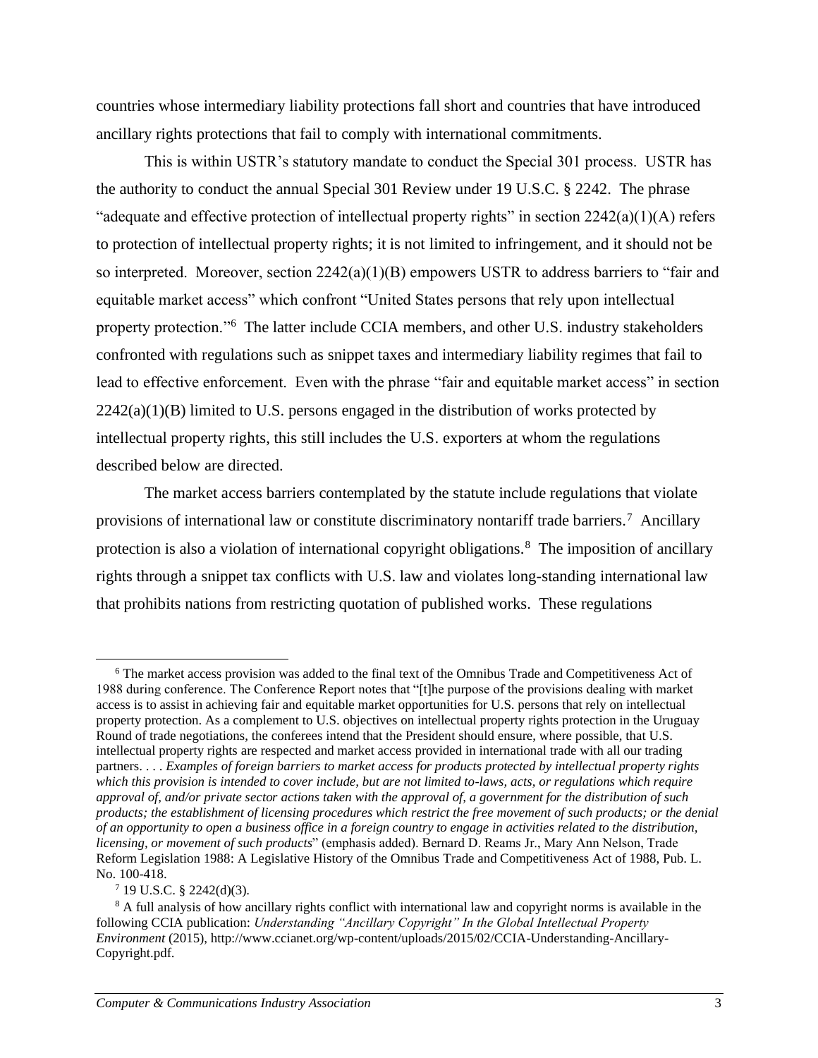countries whose intermediary liability protections fall short and countries that have introduced ancillary rights protections that fail to comply with international commitments.

This is within USTR's statutory mandate to conduct the Special 301 process. USTR has the authority to conduct the annual Special 301 Review under 19 U.S.C. § 2242. The phrase "adequate and effective protection of intellectual property rights" in section 2242(a)(1)(A) refers to protection of intellectual property rights; it is not limited to infringement, and it should not be so interpreted. Moreover, section 2242(a)(1)(B) empowers USTR to address barriers to "fair and equitable market access" which confront "United States persons that rely upon intellectual property protection."[6] The latter include CCIA members, and other U.S. industry stakeholders confronted with regulations such as snippet taxes and intermediary liability regimes that fail to lead to effective enforcement. Even with the phrase "fair and equitable market access" in section 2242(a)(1)(B) limited to U.S. persons engaged in the distribution of works protected by intellectual property rights, this still includes the U.S. exporters at whom the regulations described below are directed.

The market access barriers contemplated by the statute include regulations that violate provisions of international law or constitute discriminatory nontariff trade barriers.[7] Ancillary protection is also a violation of international copyright obligations.[8] The imposition of ancillary rights through a snippet tax conflicts with U.S. law and violates long-standing international law that prohibits nations from restricting quotation of published works. These regulations

---

[6] The market access provision was added to the final text of the Omnibus Trade and Competitiveness Act of 1988 during conference. The Conference Report notes that "[t]he purpose of the provisions dealing with market access is to assist in achieving fair and equitable market opportunities for U.S. persons that rely on intellectual property protection. As a complement to U.S. objectives on intellectual property rights protection in the Uruguay Round of trade negotiations, the conferees intend that the President should ensure, where possible, that U.S. intellectual property rights are respected and market access provided in international trade with all our trading partners. . . . *Examples of foreign barriers to market access for products protected by intellectual property rights which this provision is intended to cover include, but are not limited to-laws, acts, or regulations which require approval of, and/or private sector actions taken with the approval of, a government for the distribution of such products; the establishment of licensing procedures which restrict the free movement of such products; or the denial of an opportunity to open a business office in a foreign country to engage in activities related to the distribution, licensing, or movement of such products*" (emphasis added). Bernard D. Reams Jr., Mary Ann Nelson, Trade Reform Legislation 1988: A Legislative History of the Omnibus Trade and Competitiveness Act of 1988, Pub. L. No. 100-418.

[7] 19 U.S.C. § 2242(d)(3).

[8] A full analysis of how ancillary rights conflict with international law and copyright norms is available in the following CCIA publication: *Understanding "Ancillary Copyright" In the Global Intellectual Property Environment* (2015), http://www.ccianet.org/wp-content/uploads/2015/02/CCIA-Understanding-Ancillary-Copyright.pdf.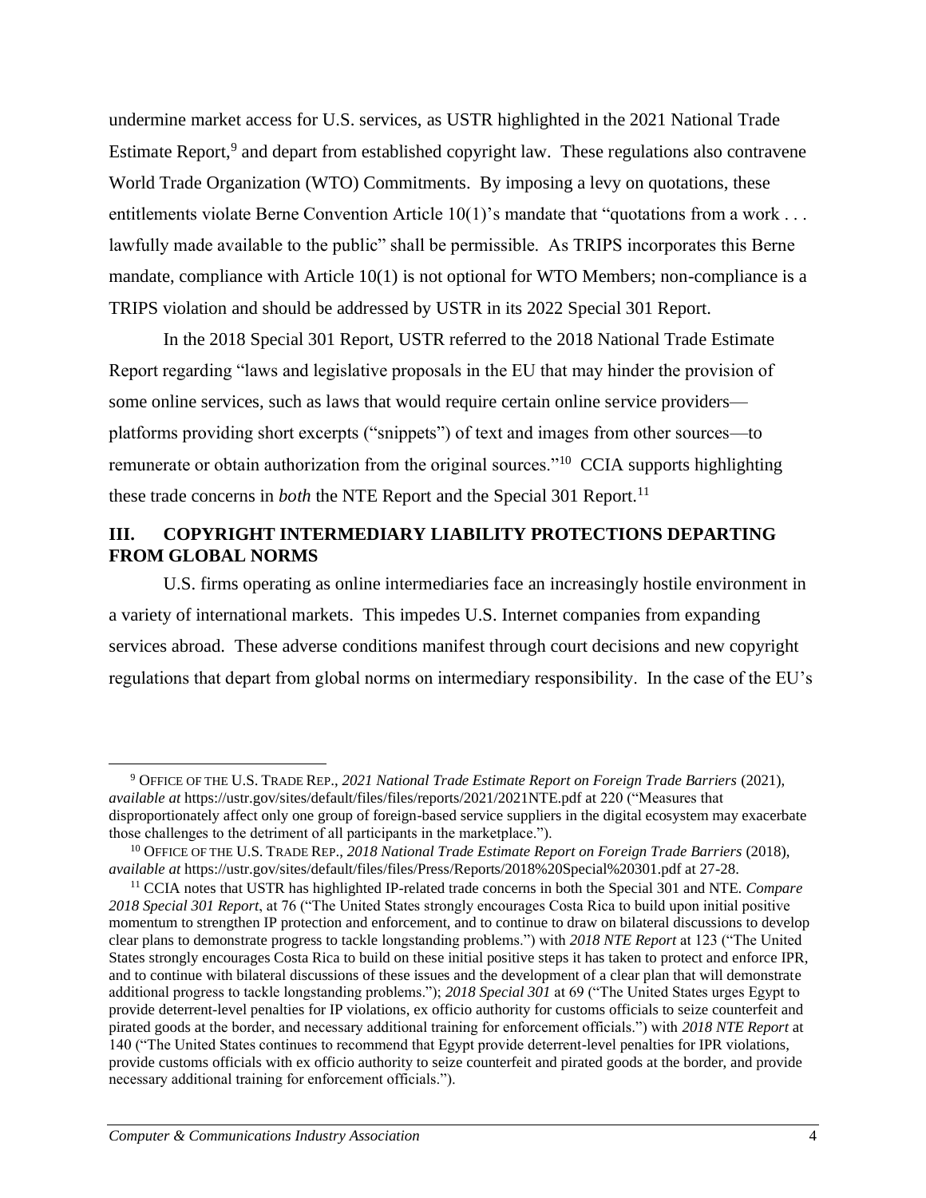undermine market access for U.S. services, as USTR highlighted in the 2021 National Trade Estimate Report,[9] and depart from established copyright law. These regulations also contravene World Trade Organization (WTO) Commitments. By imposing a levy on quotations, these entitlements violate Berne Convention Article 10(1)'s mandate that "quotations from a work . . . lawfully made available to the public" shall be permissible. As TRIPS incorporates this Berne mandate, compliance with Article 10(1) is not optional for WTO Members; non-compliance is a TRIPS violation and should be addressed by USTR in its 2022 Special 301 Report.

In the 2018 Special 301 Report, USTR referred to the 2018 National Trade Estimate Report regarding "laws and legislative proposals in the EU that may hinder the provision of some online services, such as laws that would require certain online service providers—platforms providing short excerpts ("snippets") of text and images from other sources—to remunerate or obtain authorization from the original sources."[10] CCIA supports highlighting these trade concerns in *both* the NTE Report and the Special 301 Report.[11]

## III. COPYRIGHT INTERMEDIARY LIABILITY PROTECTIONS DEPARTING FROM GLOBAL NORMS

U.S. firms operating as online intermediaries face an increasingly hostile environment in a variety of international markets. This impedes U.S. Internet companies from expanding services abroad. These adverse conditions manifest through court decisions and new copyright regulations that depart from global norms on intermediary responsibility. In the case of the EU's

---

[9] OFFICE OF THE U.S. TRADE REP., *2021 National Trade Estimate Report on Foreign Trade Barriers* (2021), *available at* https://ustr.gov/sites/default/files/files/reports/2021/2021NTE.pdf at 220 ("Measures that disproportionately affect only one group of foreign-based service suppliers in the digital ecosystem may exacerbate those challenges to the detriment of all participants in the marketplace.").

[10] OFFICE OF THE U.S. TRADE REP., *2018 National Trade Estimate Report on Foreign Trade Barriers* (2018), *available at* https://ustr.gov/sites/default/files/files/Press/Reports/2018%20Special%20301.pdf at 27-28.

[11] CCIA notes that USTR has highlighted IP-related trade concerns in both the Special 301 and NTE. *Compare 2018 Special 301 Report*, at 76 ("The United States strongly encourages Costa Rica to build upon initial positive momentum to strengthen IP protection and enforcement, and to continue to draw on bilateral discussions to develop clear plans to demonstrate progress to tackle longstanding problems.") with *2018 NTE Report* at 123 ("The United States strongly encourages Costa Rica to build on these initial positive steps it has taken to protect and enforce IPR, and to continue with bilateral discussions of these issues and the development of a clear plan that will demonstrate additional progress to tackle longstanding problems."); *2018 Special 301* at 69 ("The United States urges Egypt to provide deterrent-level penalties for IP violations, ex officio authority for customs officials to seize counterfeit and pirated goods at the border, and necessary additional training for enforcement officials.") with *2018 NTE Report* at 140 ("The United States continues to recommend that Egypt provide deterrent-level penalties for IPR violations, provide customs officials with ex officio authority to seize counterfeit and pirated goods at the border, and provide necessary additional training for enforcement officials.").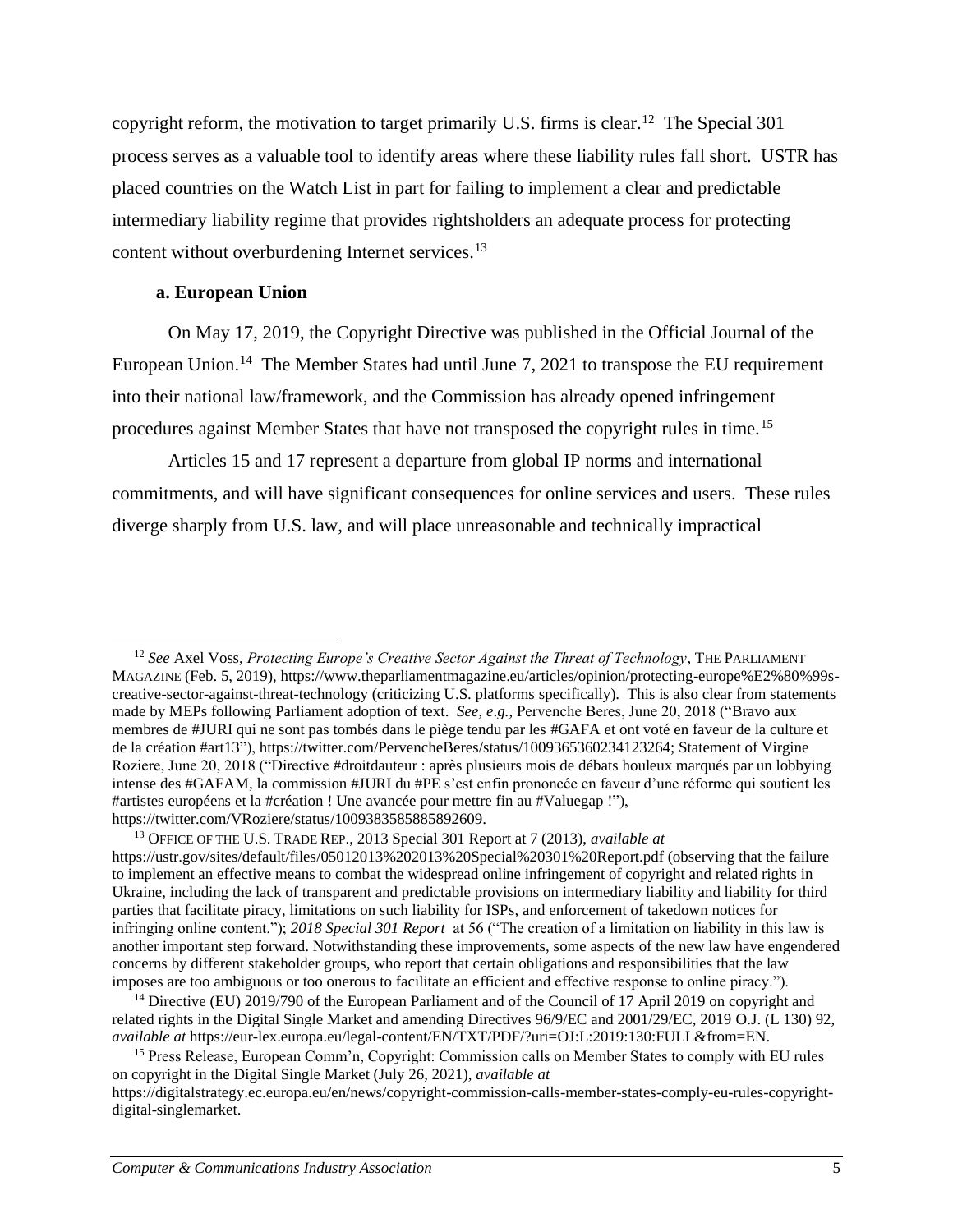copyright reform, the motivation to target primarily U.S. firms is clear.[12] The Special 301 process serves as a valuable tool to identify areas where these liability rules fall short. USTR has placed countries on the Watch List in part for failing to implement a clear and predictable intermediary liability regime that provides rightsholders an adequate process for protecting content without overburdening Internet services.[13]

#### a. European Union

On May 17, 2019, the Copyright Directive was published in the Official Journal of the European Union.[14] The Member States had until June 7, 2021 to transpose the EU requirement into their national law/framework, and the Commission has already opened infringement procedures against Member States that have not transposed the copyright rules in time.[15]

Articles 15 and 17 represent a departure from global IP norms and international commitments, and will have significant consequences for online services and users. These rules diverge sharply from U.S. law, and will place unreasonable and technically impractical

---

[12] *See* Axel Voss, *Protecting Europe's Creative Sector Against the Threat of Technology*, THE PARLIAMENT MAGAZINE (Feb. 5, 2019), https://www.theparliamentmagazine.eu/articles/opinion/protecting-europe%E2%80%99s-creative-sector-against-threat-technology (criticizing U.S. platforms specifically). This is also clear from statements made by MEPs following Parliament adoption of text. *See, e.g.,* Pervenche Beres, June 20, 2018 ("Bravo aux membres de #JURI qui ne sont pas tombés dans le piège tendu par les #GAFA et ont voté en faveur de la culture et de la création #art13"), https://twitter.com/PervencheBeres/status/1009365360234123264; Statement of Virgine Roziere, June 20, 2018 ("Directive #droitdauteur : après plusieurs mois de débats houleux marqués par un lobbying intense des #GAFAM, la commission #JURI du #PE s'est enfin prononcée en faveur d'une réforme qui soutient les #artistes européens et la #création ! Une avancée pour mettre fin au #Valuegap !"), https://twitter.com/VRoziere/status/1009383585885892609.

[13] OFFICE OF THE U.S. TRADE REP., 2013 Special 301 Report at 7 (2013), *available at* https://ustr.gov/sites/default/files/05012013%202013%20Special%20301%20Report.pdf (observing that the failure to implement an effective means to combat the widespread online infringement of copyright and related rights in Ukraine, including the lack of transparent and predictable provisions on intermediary liability and liability for third parties that facilitate piracy, limitations on such liability for ISPs, and enforcement of takedown notices for infringing online content."); *2018 Special 301 Report* at 56 ("The creation of a limitation on liability in this law is another important step forward. Notwithstanding these improvements, some aspects of the new law have engendered concerns by different stakeholder groups, who report that certain obligations and responsibilities that the law imposes are too ambiguous or too onerous to facilitate an efficient and effective response to online piracy.").

[14] Directive (EU) 2019/790 of the European Parliament and of the Council of 17 April 2019 on copyright and related rights in the Digital Single Market and amending Directives 96/9/EC and 2001/29/EC, 2019 O.J. (L 130) 92, *available at* https://eur-lex.europa.eu/legal-content/EN/TXT/PDF/?uri=OJ:L:2019:130:FULL&from=EN.

[15] Press Release, European Comm'n, Copyright: Commission calls on Member States to comply with EU rules on copyright in the Digital Single Market (July 26, 2021), *available at* https://digitalstrategy.ec.europa.eu/en/news/copyright-commission-calls-member-states-comply-eu-rules-copyright-digital-singlemarket.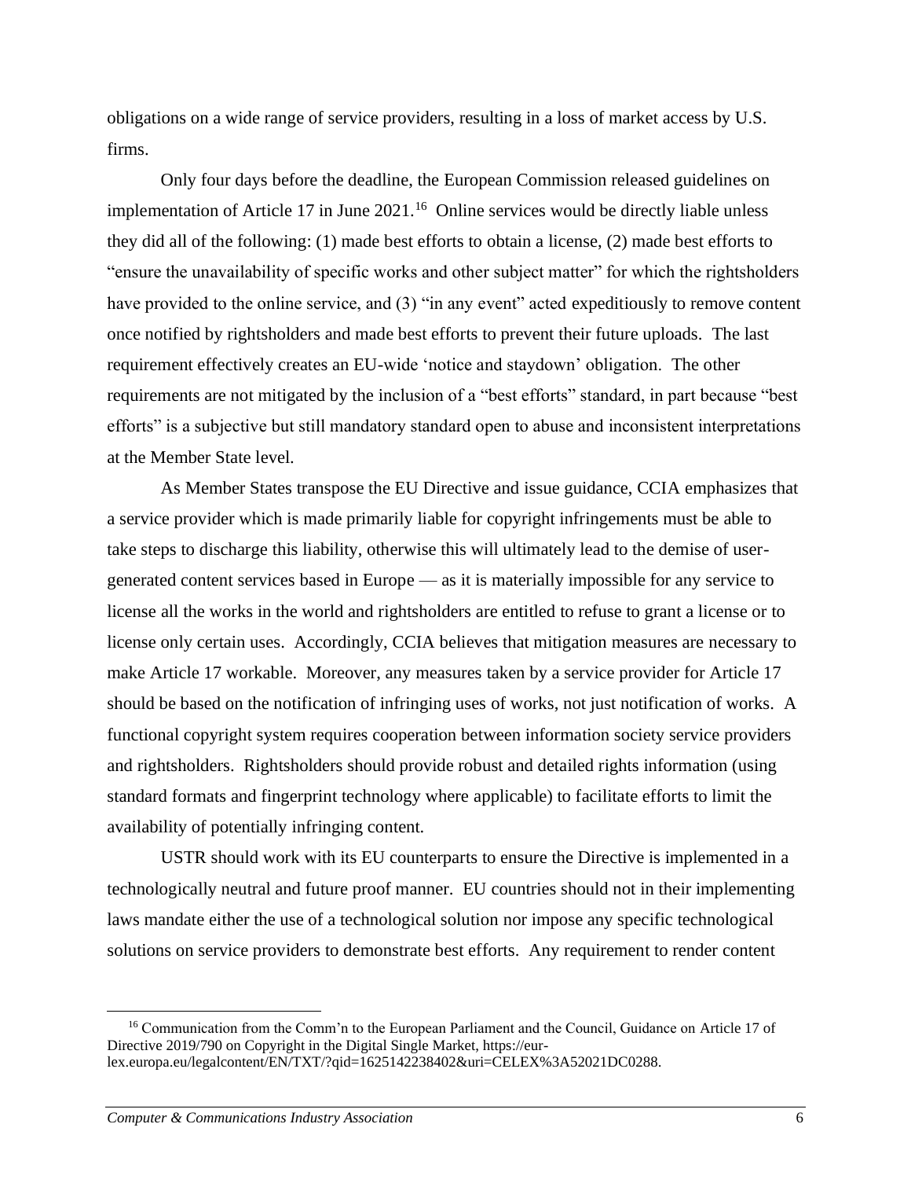obligations on a wide range of service providers, resulting in a loss of market access by U.S. firms.

Only four days before the deadline, the European Commission released guidelines on implementation of Article 17 in June 2021.[16] Online services would be directly liable unless they did all of the following: (1) made best efforts to obtain a license, (2) made best efforts to "ensure the unavailability of specific works and other subject matter" for which the rightsholders have provided to the online service, and (3) "in any event" acted expeditiously to remove content once notified by rightsholders and made best efforts to prevent their future uploads. The last requirement effectively creates an EU-wide 'notice and staydown' obligation. The other requirements are not mitigated by the inclusion of a "best efforts" standard, in part because "best efforts" is a subjective but still mandatory standard open to abuse and inconsistent interpretations at the Member State level.

As Member States transpose the EU Directive and issue guidance, CCIA emphasizes that a service provider which is made primarily liable for copyright infringements must be able to take steps to discharge this liability, otherwise this will ultimately lead to the demise of user-generated content services based in Europe — as it is materially impossible for any service to license all the works in the world and rightsholders are entitled to refuse to grant a license or to license only certain uses. Accordingly, CCIA believes that mitigation measures are necessary to make Article 17 workable. Moreover, any measures taken by a service provider for Article 17 should be based on the notification of infringing uses of works, not just notification of works. A functional copyright system requires cooperation between information society service providers and rightsholders. Rightsholders should provide robust and detailed rights information (using standard formats and fingerprint technology where applicable) to facilitate efforts to limit the availability of potentially infringing content.

USTR should work with its EU counterparts to ensure the Directive is implemented in a technologically neutral and future proof manner. EU countries should not in their implementing laws mandate either the use of a technological solution nor impose any specific technological solutions on service providers to demonstrate best efforts. Any requirement to render content

[16] Communication from the Comm'n to the European Parliament and the Council, Guidance on Article 17 of Directive 2019/790 on Copyright in the Digital Single Market, https://eur-lex.europa.eu/legalcontent/EN/TXT/?qid=1625142238402&uri=CELEX%3A52021DC0288.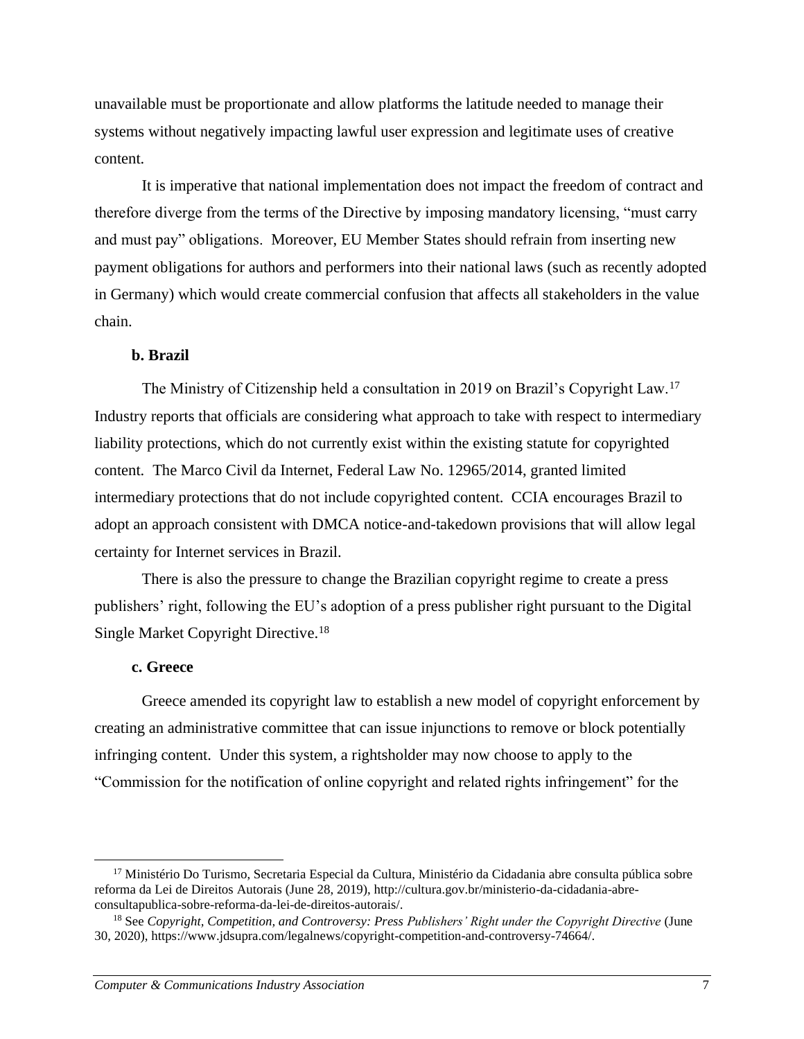unavailable must be proportionate and allow platforms the latitude needed to manage their systems without negatively impacting lawful user expression and legitimate uses of creative content.

It is imperative that national implementation does not impact the freedom of contract and therefore diverge from the terms of the Directive by imposing mandatory licensing, "must carry and must pay" obligations. Moreover, EU Member States should refrain from inserting new payment obligations for authors and performers into their national laws (such as recently adopted in Germany) which would create commercial confusion that affects all stakeholders in the value chain.

### b. Brazil

The Ministry of Citizenship held a consultation in 2019 on Brazil's Copyright Law.[17] Industry reports that officials are considering what approach to take with respect to intermediary liability protections, which do not currently exist within the existing statute for copyrighted content. The Marco Civil da Internet, Federal Law No. 12965/2014, granted limited intermediary protections that do not include copyrighted content. CCIA encourages Brazil to adopt an approach consistent with DMCA notice-and-takedown provisions that will allow legal certainty for Internet services in Brazil.

There is also the pressure to change the Brazilian copyright regime to create a press publishers' right, following the EU's adoption of a press publisher right pursuant to the Digital Single Market Copyright Directive.[18]

### c. Greece

Greece amended its copyright law to establish a new model of copyright enforcement by creating an administrative committee that can issue injunctions to remove or block potentially infringing content. Under this system, a rightsholder may now choose to apply to the "Commission for the notification of online copyright and related rights infringement" for the

---

[17] Ministério Do Turismo, Secretaria Especial da Cultura, Ministério da Cidadania abre consulta pública sobre reforma da Lei de Direitos Autorais (June 28, 2019), http://cultura.gov.br/ministerio-da-cidadania-abre-consultapublica-sobre-reforma-da-lei-de-direitos-autorais/.

[18] See *Copyright, Competition, and Controversy: Press Publishers' Right under the Copyright Directive* (June 30, 2020), https://www.jdsupra.com/legalnews/copyright-competition-and-controversy-74664/.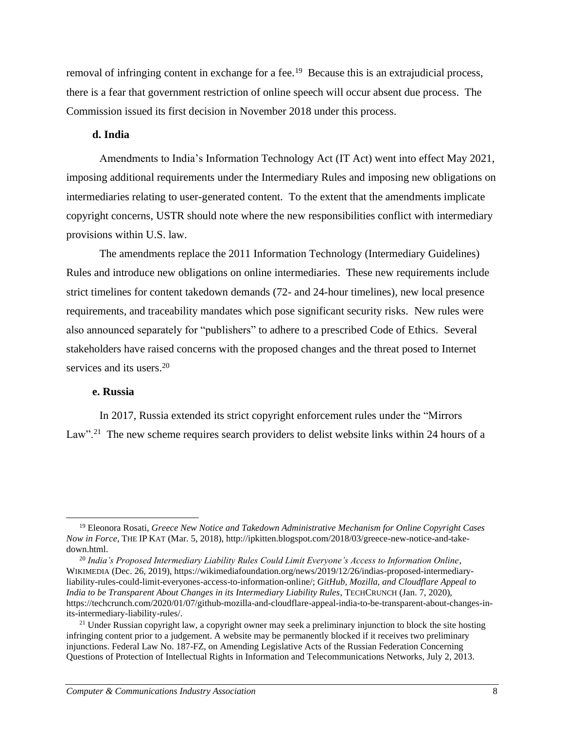removal of infringing content in exchange for a fee.[19] Because this is an extrajudicial process, there is a fear that government restriction of online speech will occur absent due process. The Commission issued its first decision in November 2018 under this process.

#### d. India

Amendments to India's Information Technology Act (IT Act) went into effect May 2021, imposing additional requirements under the Intermediary Rules and imposing new obligations on intermediaries relating to user-generated content. To the extent that the amendments implicate copyright concerns, USTR should note where the new responsibilities conflict with intermediary provisions within U.S. law.

The amendments replace the 2011 Information Technology (Intermediary Guidelines) Rules and introduce new obligations on online intermediaries. These new requirements include strict timelines for content takedown demands (72- and 24-hour timelines), new local presence requirements, and traceability mandates which pose significant security risks. New rules were also announced separately for "publishers" to adhere to a prescribed Code of Ethics. Several stakeholders have raised concerns with the proposed changes and the threat posed to Internet services and its users.[20]

#### e. Russia

In 2017, Russia extended its strict copyright enforcement rules under the "Mirrors Law".[21] The new scheme requires search providers to delist website links within 24 hours of a

---

[19] Eleonora Rosati, *Greece New Notice and Takedown Administrative Mechanism for Online Copyright Cases Now in Force*, THE IP KAT (Mar. 5, 2018), http://ipkitten.blogspot.com/2018/03/greece-new-notice-and-take-down.html.

[20] *India's Proposed Intermediary Liability Rules Could Limit Everyone's Access to Information Online*, WIKIMEDIA (Dec. 26, 2019), https://wikimediafoundation.org/news/2019/12/26/indias-proposed-intermediary-liability-rules-could-limit-everyones-access-to-information-online/; *GitHub, Mozilla, and Cloudflare Appeal to India to be Transparent About Changes in its Intermediary Liability Rules*, TECHCRUNCH (Jan. 7, 2020), https://techcrunch.com/2020/01/07/github-mozilla-and-cloudflare-appeal-india-to-be-transparent-about-changes-in-its-intermediary-liability-rules/.

[21] Under Russian copyright law, a copyright owner may seek a preliminary injunction to block the site hosting infringing content prior to a judgement. A website may be permanently blocked if it receives two preliminary injunctions. Federal Law No. 187-FZ, on Amending Legislative Acts of the Russian Federation Concerning Questions of Protection of Intellectual Rights in Information and Telecommunications Networks, July 2, 2013.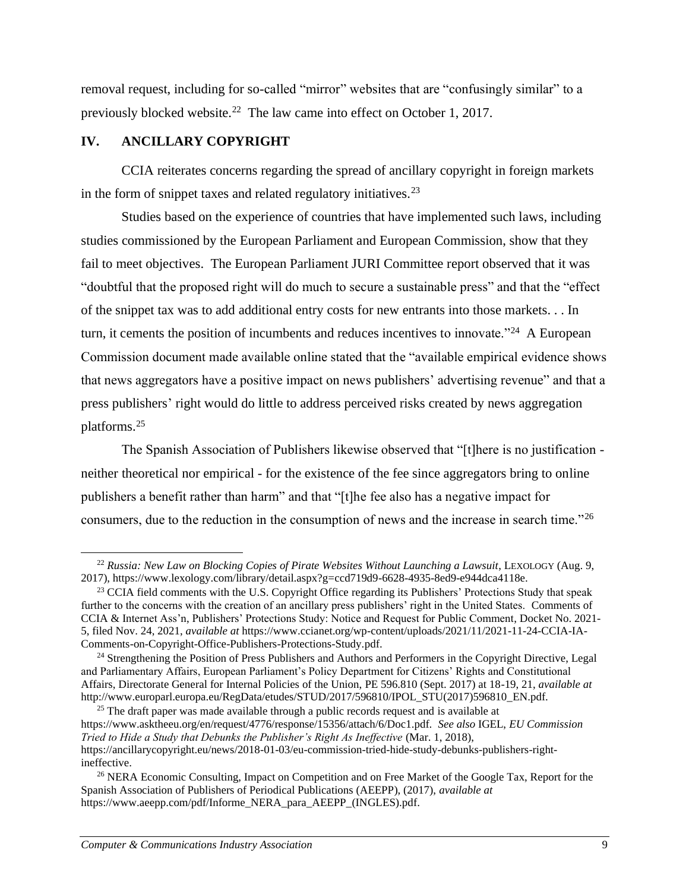removal request, including for so-called "mirror" websites that are "confusingly similar" to a previously blocked website.[22] The law came into effect on October 1, 2017.

## IV. ANCILLARY COPYRIGHT

CCIA reiterates concerns regarding the spread of ancillary copyright in foreign markets in the form of snippet taxes and related regulatory initiatives.[23]

Studies based on the experience of countries that have implemented such laws, including studies commissioned by the European Parliament and European Commission, show that they fail to meet objectives. The European Parliament JURI Committee report observed that it was "doubtful that the proposed right will do much to secure a sustainable press" and that the "effect of the snippet tax was to add additional entry costs for new entrants into those markets. . . In turn, it cements the position of incumbents and reduces incentives to innovate."[24] A European Commission document made available online stated that the "available empirical evidence shows that news aggregators have a positive impact on news publishers' advertising revenue" and that a press publishers' right would do little to address perceived risks created by news aggregation platforms.[25]

The Spanish Association of Publishers likewise observed that "[t]here is no justification - neither theoretical nor empirical - for the existence of the fee since aggregators bring to online publishers a benefit rather than harm" and that "[t]he fee also has a negative impact for consumers, due to the reduction in the consumption of news and the increase in search time."[26]

---

[22] *Russia: New Law on Blocking Copies of Pirate Websites Without Launching a Lawsuit*, LEXOLOGY (Aug. 9, 2017), https://www.lexology.com/library/detail.aspx?g=ccd719d9-6628-4935-8ed9-e944dca4118e.

[23] CCIA field comments with the U.S. Copyright Office regarding its Publishers' Protections Study that speak further to the concerns with the creation of an ancillary press publishers' right in the United States. Comments of CCIA & Internet Ass'n, Publishers' Protections Study: Notice and Request for Public Comment, Docket No. 2021-5, filed Nov. 24, 2021, *available at* https://www.ccianet.org/wp-content/uploads/2021/11/2021-11-24-CCIA-IA-Comments-on-Copyright-Office-Publishers-Protections-Study.pdf.

[24] Strengthening the Position of Press Publishers and Authors and Performers in the Copyright Directive, Legal and Parliamentary Affairs, European Parliament's Policy Department for Citizens' Rights and Constitutional Affairs, Directorate General for Internal Policies of the Union, PE 596.810 (Sept. 2017) at 18-19, 21, *available at* http://www.europarl.europa.eu/RegData/etudes/STUD/2017/596810/IPOL_STU(2017)596810_EN.pdf.

[25] The draft paper was made available through a public records request and is available at https://www.asktheeu.org/en/request/4776/response/15356/attach/6/Doc1.pdf. *See also* IGEL, *EU Commission Tried to Hide a Study that Debunks the Publisher's Right As Ineffective* (Mar. 1, 2018), https://ancillarycopyright.eu/news/2018-01-03/eu-commission-tried-hide-study-debunks-publishers-right-ineffective.

[26] NERA Economic Consulting, Impact on Competition and on Free Market of the Google Tax, Report for the Spanish Association of Publishers of Periodical Publications (AEEPP), (2017), *available at* https://www.aeepp.com/pdf/Informe_NERA_para_AEEPP_(INGLES).pdf.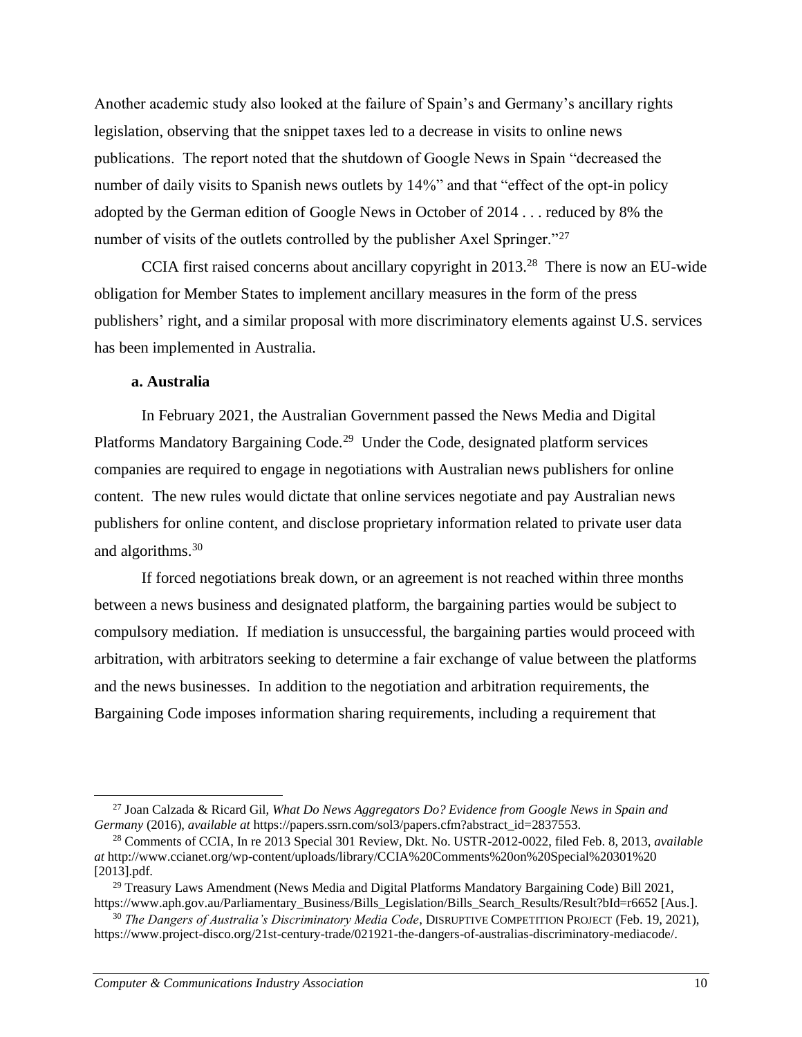Another academic study also looked at the failure of Spain's and Germany's ancillary rights legislation, observing that the snippet taxes led to a decrease in visits to online news publications. The report noted that the shutdown of Google News in Spain "decreased the number of daily visits to Spanish news outlets by 14%" and that "effect of the opt-in policy adopted by the German edition of Google News in October of 2014 . . . reduced by 8% the number of visits of the outlets controlled by the publisher Axel Springer."[27]

CCIA first raised concerns about ancillary copyright in 2013.[28] There is now an EU-wide obligation for Member States to implement ancillary measures in the form of the press publishers' right, and a similar proposal with more discriminatory elements against U.S. services has been implemented in Australia.

**a. Australia**

In February 2021, the Australian Government passed the News Media and Digital Platforms Mandatory Bargaining Code.[29] Under the Code, designated platform services companies are required to engage in negotiations with Australian news publishers for online content. The new rules would dictate that online services negotiate and pay Australian news publishers for online content, and disclose proprietary information related to private user data and algorithms.[30]

If forced negotiations break down, or an agreement is not reached within three months between a news business and designated platform, the bargaining parties would be subject to compulsory mediation. If mediation is unsuccessful, the bargaining parties would proceed with arbitration, with arbitrators seeking to determine a fair exchange of value between the platforms and the news businesses. In addition to the negotiation and arbitration requirements, the Bargaining Code imposes information sharing requirements, including a requirement that

---

[27] Joan Calzada & Ricard Gil, *What Do News Aggregators Do? Evidence from Google News in Spain and Germany* (2016), *available at* https://papers.ssrn.com/sol3/papers.cfm?abstract_id=2837553.

[28] Comments of CCIA, In re 2013 Special 301 Review, Dkt. No. USTR-2012-0022, filed Feb. 8, 2013, *available at* http://www.ccianet.org/wp-content/uploads/library/CCIA%20Comments%20on%20Special%20301%20[2013].pdf.

[29] Treasury Laws Amendment (News Media and Digital Platforms Mandatory Bargaining Code) Bill 2021, https://www.aph.gov.au/Parliamentary_Business/Bills_Legislation/Bills_Search_Results/Result?bId=r6652 [Aus.].

[30] *The Dangers of Australia's Discriminatory Media Code*, DISRUPTIVE COMPETITION PROJECT (Feb. 19, 2021), https://www.project-disco.org/21st-century-trade/021921-the-dangers-of-australias-discriminatory-mediacode/.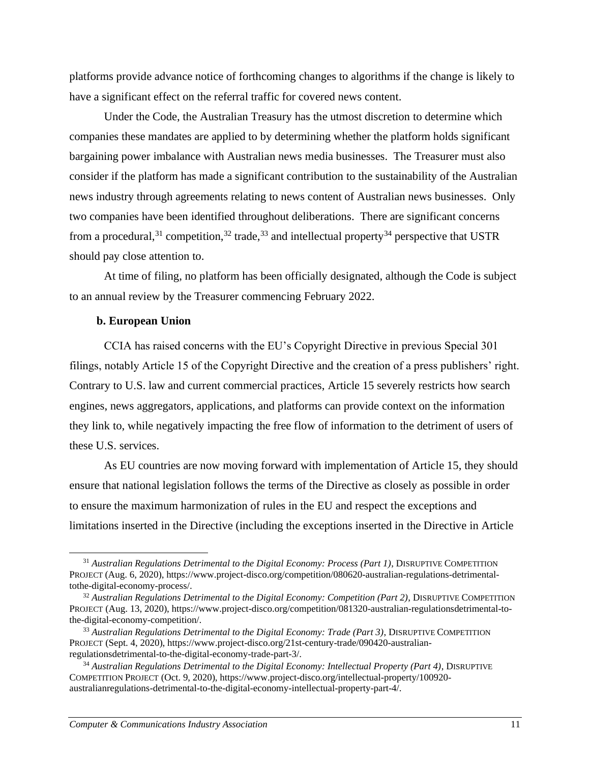platforms provide advance notice of forthcoming changes to algorithms if the change is likely to have a significant effect on the referral traffic for covered news content.

Under the Code, the Australian Treasury has the utmost discretion to determine which companies these mandates are applied to by determining whether the platform holds significant bargaining power imbalance with Australian news media businesses. The Treasurer must also consider if the platform has made a significant contribution to the sustainability of the Australian news industry through agreements relating to news content of Australian news businesses. Only two companies have been identified throughout deliberations. There are significant concerns from a procedural,[31] competition,[32] trade,[33] and intellectual property[34] perspective that USTR should pay close attention to.

At time of filing, no platform has been officially designated, although the Code is subject to an annual review by the Treasurer commencing February 2022.

**b. European Union**

CCIA has raised concerns with the EU's Copyright Directive in previous Special 301 filings, notably Article 15 of the Copyright Directive and the creation of a press publishers' right. Contrary to U.S. law and current commercial practices, Article 15 severely restricts how search engines, news aggregators, applications, and platforms can provide context on the information they link to, while negatively impacting the free flow of information to the detriment of users of these U.S. services.

As EU countries are now moving forward with implementation of Article 15, they should ensure that national legislation follows the terms of the Directive as closely as possible in order to ensure the maximum harmonization of rules in the EU and respect the exceptions and limitations inserted in the Directive (including the exceptions inserted in the Directive in Article

---

[31] *Australian Regulations Detrimental to the Digital Economy: Process (Part 1)*, DISRUPTIVE COMPETITION PROJECT (Aug. 6, 2020), https://www.project-disco.org/competition/080620-australian-regulations-detrimental-tothe-digital-economy-process/.

[32] *Australian Regulations Detrimental to the Digital Economy: Competition (Part 2)*, DISRUPTIVE COMPETITION PROJECT (Aug. 13, 2020), https://www.project-disco.org/competition/081320-australian-regulationsdetrimental-to-the-digital-economy-competition/.

[33] *Australian Regulations Detrimental to the Digital Economy: Trade (Part 3)*, DISRUPTIVE COMPETITION PROJECT (Sept. 4, 2020), https://www.project-disco.org/21st-century-trade/090420-australian-regulationsdetrimental-to-the-digital-economy-trade-part-3/.

[34] *Australian Regulations Detrimental to the Digital Economy: Intellectual Property (Part 4)*, DISRUPTIVE COMPETITION PROJECT (Oct. 9, 2020), https://www.project-disco.org/intellectual-property/100920-australianregulations-detrimental-to-the-digital-economy-intellectual-property-part-4/.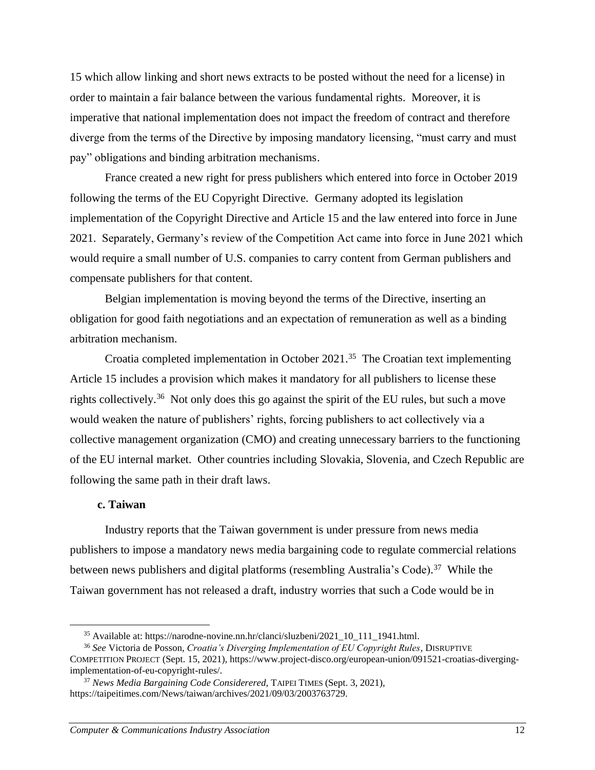15 which allow linking and short news extracts to be posted without the need for a license) in order to maintain a fair balance between the various fundamental rights. Moreover, it is imperative that national implementation does not impact the freedom of contract and therefore diverge from the terms of the Directive by imposing mandatory licensing, "must carry and must pay" obligations and binding arbitration mechanisms.

France created a new right for press publishers which entered into force in October 2019 following the terms of the EU Copyright Directive. Germany adopted its legislation implementation of the Copyright Directive and Article 15 and the law entered into force in June 2021. Separately, Germany's review of the Competition Act came into force in June 2021 which would require a small number of U.S. companies to carry content from German publishers and compensate publishers for that content.

Belgian implementation is moving beyond the terms of the Directive, inserting an obligation for good faith negotiations and an expectation of remuneration as well as a binding arbitration mechanism.

Croatia completed implementation in October 2021.[35] The Croatian text implementing Article 15 includes a provision which makes it mandatory for all publishers to license these rights collectively.[36] Not only does this go against the spirit of the EU rules, but such a move would weaken the nature of publishers' rights, forcing publishers to act collectively via a collective management organization (CMO) and creating unnecessary barriers to the functioning of the EU internal market. Other countries including Slovakia, Slovenia, and Czech Republic are following the same path in their draft laws.

**c. Taiwan**

Industry reports that the Taiwan government is under pressure from news media publishers to impose a mandatory news media bargaining code to regulate commercial relations between news publishers and digital platforms (resembling Australia's Code).[37] While the Taiwan government has not released a draft, industry worries that such a Code would be in

---

[35] Available at: https://narodne-novine.nn.hr/clanci/sluzbeni/2021_10_111_1941.html.

[36] *See* Victoria de Posson, *Croatia's Diverging Implementation of EU Copyright Rules*, DISRUPTIVE COMPETITION PROJECT (Sept. 15, 2021), https://www.project-disco.org/european-union/091521-croatias-diverging-implementation-of-eu-copyright-rules/.

[37] *News Media Bargaining Code Considerered*, TAIPEI TIMES (Sept. 3, 2021), https://taipeitimes.com/News/taiwan/archives/2021/09/03/2003763729.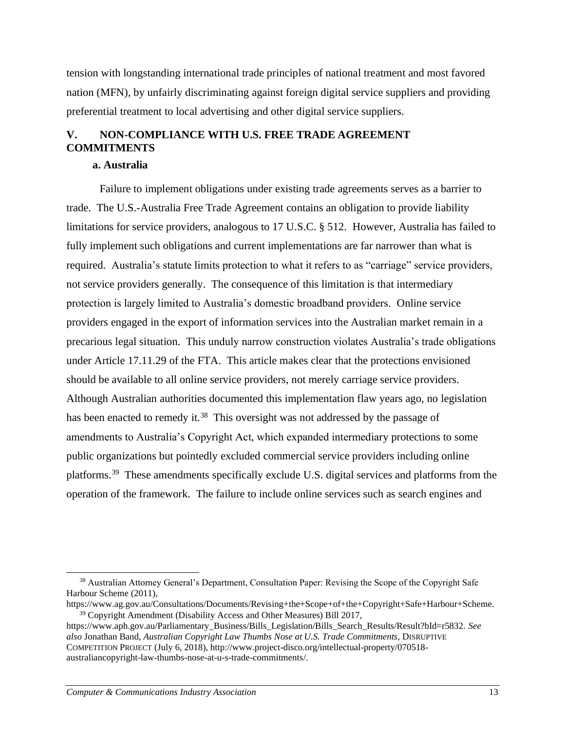tension with longstanding international trade principles of national treatment and most favored nation (MFN), by unfairly discriminating against foreign digital service suppliers and providing preferential treatment to local advertising and other digital service suppliers.

## V. NON-COMPLIANCE WITH U.S. FREE TRADE AGREEMENT COMMITMENTS

### a. Australia

Failure to implement obligations under existing trade agreements serves as a barrier to trade. The U.S.-Australia Free Trade Agreement contains an obligation to provide liability limitations for service providers, analogous to 17 U.S.C. § 512. However, Australia has failed to fully implement such obligations and current implementations are far narrower than what is required. Australia's statute limits protection to what it refers to as "carriage" service providers, not service providers generally. The consequence of this limitation is that intermediary protection is largely limited to Australia's domestic broadband providers. Online service providers engaged in the export of information services into the Australian market remain in a precarious legal situation. This unduly narrow construction violates Australia's trade obligations under Article 17.11.29 of the FTA. This article makes clear that the protections envisioned should be available to all online service providers, not merely carriage service providers. Although Australian authorities documented this implementation flaw years ago, no legislation has been enacted to remedy it.[38] This oversight was not addressed by the passage of amendments to Australia's Copyright Act, which expanded intermediary protections to some public organizations but pointedly excluded commercial service providers including online platforms.[39] These amendments specifically exclude U.S. digital services and platforms from the operation of the framework. The failure to include online services such as search engines and

---

[38] Australian Attorney General's Department, Consultation Paper: Revising the Scope of the Copyright Safe Harbour Scheme (2011), https://www.ag.gov.au/Consultations/Documents/Revising+the+Scope+of+the+Copyright+Safe+Harbour+Scheme.

[39] Copyright Amendment (Disability Access and Other Measures) Bill 2017, https://www.aph.gov.au/Parliamentary_Business/Bills_Legislation/Bills_Search_Results/Result?bId=r5832. *See also* Jonathan Band, *Australian Copyright Law Thumbs Nose at U.S. Trade Commitments*, DISRUPTIVE COMPETITION PROJECT (July 6, 2018), http://www.project-disco.org/intellectual-property/070518-australiancopyright-law-thumbs-nose-at-u-s-trade-commitments/.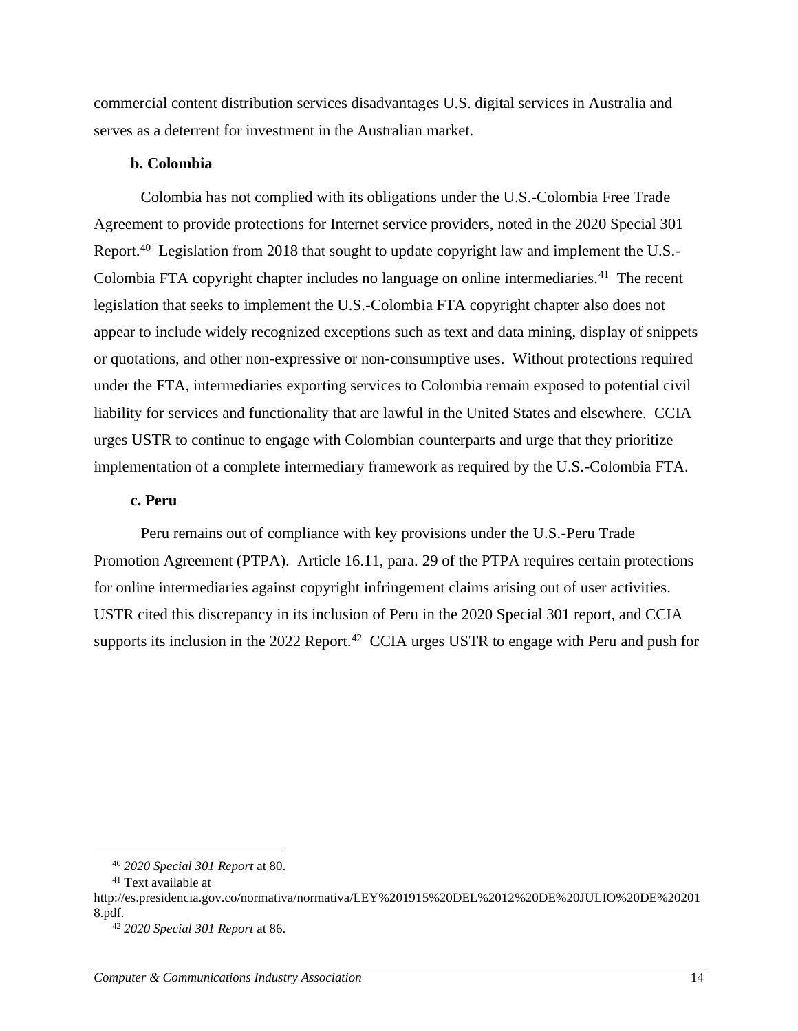commercial content distribution services disadvantages U.S. digital services in Australia and serves as a deterrent for investment in the Australian market.

**b. Colombia**

Colombia has not complied with its obligations under the U.S.-Colombia Free Trade Agreement to provide protections for Internet service providers, noted in the 2020 Special 301 Report.[40] Legislation from 2018 that sought to update copyright law and implement the U.S.-Colombia FTA copyright chapter includes no language on online intermediaries.[41] The recent legislation that seeks to implement the U.S.-Colombia FTA copyright chapter also does not appear to include widely recognized exceptions such as text and data mining, display of snippets or quotations, and other non-expressive or non-consumptive uses. Without protections required under the FTA, intermediaries exporting services to Colombia remain exposed to potential civil liability for services and functionality that are lawful in the United States and elsewhere. CCIA urges USTR to continue to engage with Colombian counterparts and urge that they prioritize implementation of a complete intermediary framework as required by the U.S.-Colombia FTA.

**c. Peru**

Peru remains out of compliance with key provisions under the U.S.-Peru Trade Promotion Agreement (PTPA). Article 16.11, para. 29 of the PTPA requires certain protections for online intermediaries against copyright infringement claims arising out of user activities. USTR cited this discrepancy in its inclusion of Peru in the 2020 Special 301 report, and CCIA supports its inclusion in the 2022 Report.[42] CCIA urges USTR to engage with Peru and push for

---

[40] *2020 Special 301 Report* at 80.

[41] Text available at http://es.presidencia.gov.co/normativa/normativa/LEY%201915%20DEL%2012%20DE%20JULIO%20DE%202018.pdf.

[42] *2020 Special 301 Report* at 86.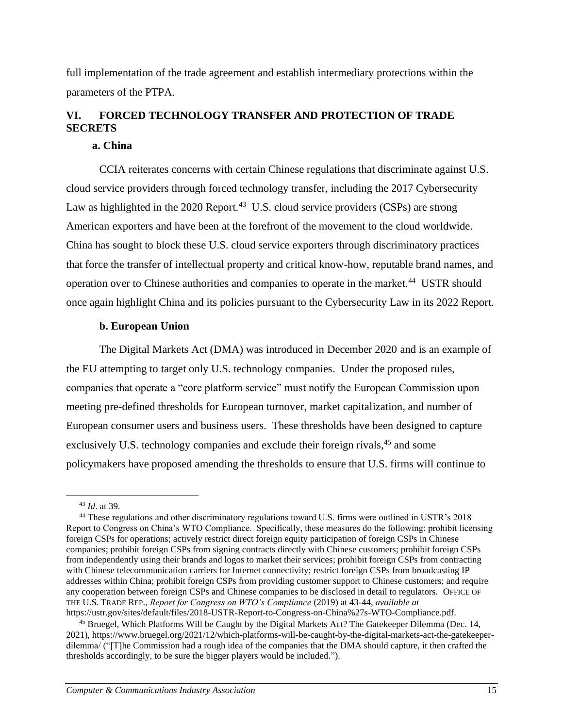full implementation of the trade agreement and establish intermediary protections within the parameters of the PTPA.

## VI. FORCED TECHNOLOGY TRANSFER AND PROTECTION OF TRADE SECRETS

### a. China

CCIA reiterates concerns with certain Chinese regulations that discriminate against U.S. cloud service providers through forced technology transfer, including the 2017 Cybersecurity Law as highlighted in the 2020 Report.[43] U.S. cloud service providers (CSPs) are strong American exporters and have been at the forefront of the movement to the cloud worldwide. China has sought to block these U.S. cloud service exporters through discriminatory practices that force the transfer of intellectual property and critical know-how, reputable brand names, and operation over to Chinese authorities and companies to operate in the market.[44] USTR should once again highlight China and its policies pursuant to the Cybersecurity Law in its 2022 Report.

### b. European Union

The Digital Markets Act (DMA) was introduced in December 2020 and is an example of the EU attempting to target only U.S. technology companies. Under the proposed rules, companies that operate a "core platform service" must notify the European Commission upon meeting pre-defined thresholds for European turnover, market capitalization, and number of European consumer users and business users. These thresholds have been designed to capture exclusively U.S. technology companies and exclude their foreign rivals,[45] and some policymakers have proposed amending the thresholds to ensure that U.S. firms will continue to

---

[43] *Id*. at 39.

[44] These regulations and other discriminatory regulations toward U.S. firms were outlined in USTR's 2018 Report to Congress on China's WTO Compliance. Specifically, these measures do the following: prohibit licensing foreign CSPs for operations; actively restrict direct foreign equity participation of foreign CSPs in Chinese companies; prohibit foreign CSPs from signing contracts directly with Chinese customers; prohibit foreign CSPs from independently using their brands and logos to market their services; prohibit foreign CSPs from contracting with Chinese telecommunication carriers for Internet connectivity; restrict foreign CSPs from broadcasting IP addresses within China; prohibit foreign CSPs from providing customer support to Chinese customers; and require any cooperation between foreign CSPs and Chinese companies to be disclosed in detail to regulators. OFFICE OF THE U.S. TRADE REP., *Report for Congress on WTO's Compliance* (2019) at 43-44, *available at* https://ustr.gov/sites/default/files/2018-USTR-Report-to-Congress-on-China%27s-WTO-Compliance.pdf.

[45] Bruegel, Which Platforms Will be Caught by the Digital Markets Act? The Gatekeeper Dilemma (Dec. 14, 2021), https://www.bruegel.org/2021/12/which-platforms-will-be-caught-by-the-digital-markets-act-the-gatekeeper-dilemma/ ("[T]he Commission had a rough idea of the companies that the DMA should capture, it then crafted the thresholds accordingly, to be sure the bigger players would be included.").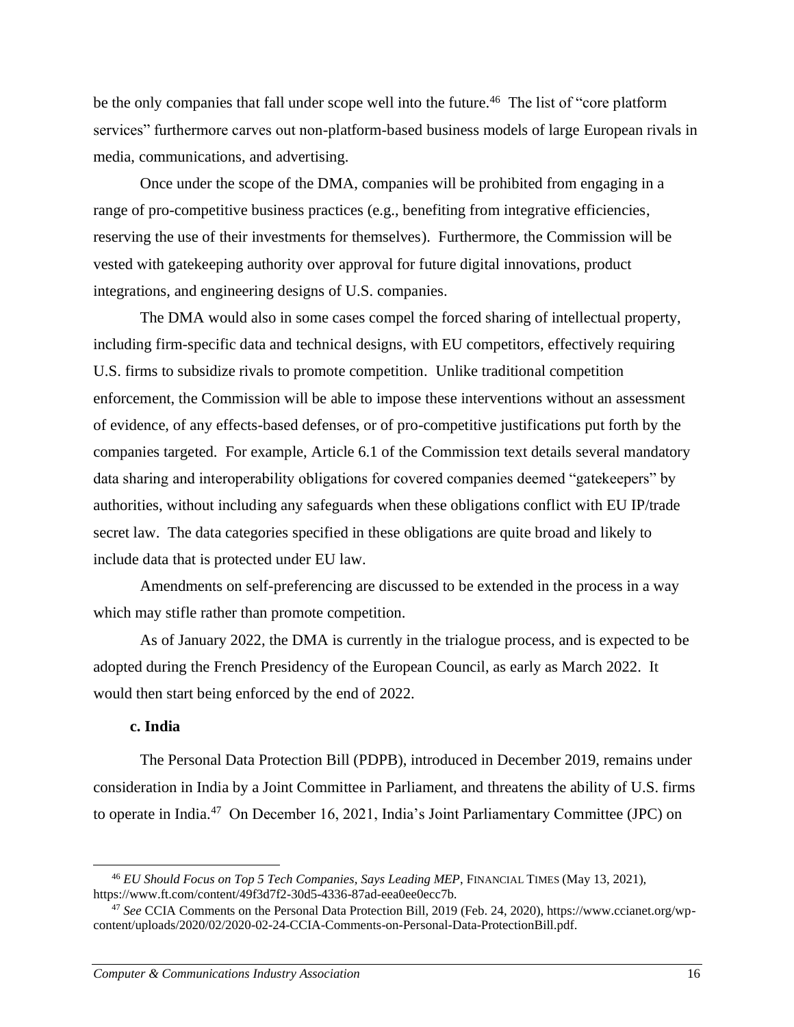be the only companies that fall under scope well into the future.[46] The list of "core platform services" furthermore carves out non-platform-based business models of large European rivals in media, communications, and advertising.

Once under the scope of the DMA, companies will be prohibited from engaging in a range of pro-competitive business practices (e.g., benefiting from integrative efficiencies, reserving the use of their investments for themselves). Furthermore, the Commission will be vested with gatekeeping authority over approval for future digital innovations, product integrations, and engineering designs of U.S. companies.

The DMA would also in some cases compel the forced sharing of intellectual property, including firm-specific data and technical designs, with EU competitors, effectively requiring U.S. firms to subsidize rivals to promote competition. Unlike traditional competition enforcement, the Commission will be able to impose these interventions without an assessment of evidence, of any effects-based defenses, or of pro-competitive justifications put forth by the companies targeted. For example, Article 6.1 of the Commission text details several mandatory data sharing and interoperability obligations for covered companies deemed "gatekeepers" by authorities, without including any safeguards when these obligations conflict with EU IP/trade secret law. The data categories specified in these obligations are quite broad and likely to include data that is protected under EU law.

Amendments on self-preferencing are discussed to be extended in the process in a way which may stifle rather than promote competition.

As of January 2022, the DMA is currently in the trialogue process, and is expected to be adopted during the French Presidency of the European Council, as early as March 2022. It would then start being enforced by the end of 2022.

**c. India**

The Personal Data Protection Bill (PDPB), introduced in December 2019, remains under consideration in India by a Joint Committee in Parliament, and threatens the ability of U.S. firms to operate in India.[47] On December 16, 2021, India's Joint Parliamentary Committee (JPC) on

---

[46] *EU Should Focus on Top 5 Tech Companies, Says Leading MEP*, FINANCIAL TIMES (May 13, 2021), https://www.ft.com/content/49f3d7f2-30d5-4336-87ad-eea0ee0ecc7b.

[47] *See* CCIA Comments on the Personal Data Protection Bill, 2019 (Feb. 24, 2020), https://www.ccianet.org/wp-content/uploads/2020/02/2020-02-24-CCIA-Comments-on-Personal-Data-ProtectionBill.pdf.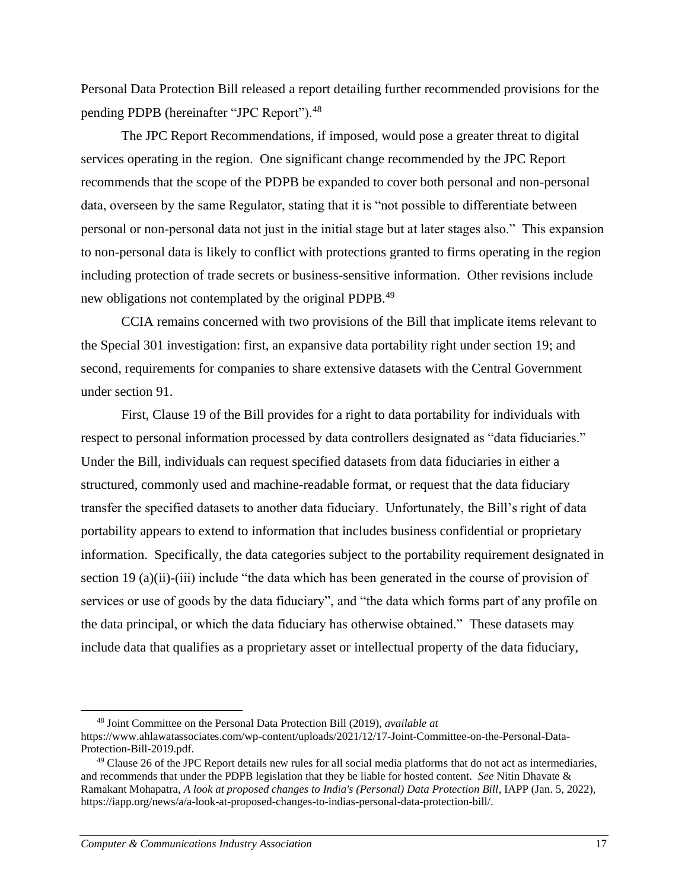Personal Data Protection Bill released a report detailing further recommended provisions for the pending PDPB (hereinafter "JPC Report").[48]

The JPC Report Recommendations, if imposed, would pose a greater threat to digital services operating in the region. One significant change recommended by the JPC Report recommends that the scope of the PDPB be expanded to cover both personal and non-personal data, overseen by the same Regulator, stating that it is "not possible to differentiate between personal or non-personal data not just in the initial stage but at later stages also." This expansion to non-personal data is likely to conflict with protections granted to firms operating in the region including protection of trade secrets or business-sensitive information. Other revisions include new obligations not contemplated by the original PDPB.[49]

CCIA remains concerned with two provisions of the Bill that implicate items relevant to the Special 301 investigation: first, an expansive data portability right under section 19; and second, requirements for companies to share extensive datasets with the Central Government under section 91.

First, Clause 19 of the Bill provides for a right to data portability for individuals with respect to personal information processed by data controllers designated as "data fiduciaries." Under the Bill, individuals can request specified datasets from data fiduciaries in either a structured, commonly used and machine-readable format, or request that the data fiduciary transfer the specified datasets to another data fiduciary. Unfortunately, the Bill's right of data portability appears to extend to information that includes business confidential or proprietary information. Specifically, the data categories subject to the portability requirement designated in section 19 (a)(ii)-(iii) include "the data which has been generated in the course of provision of services or use of goods by the data fiduciary", and "the data which forms part of any profile on the data principal, or which the data fiduciary has otherwise obtained." These datasets may include data that qualifies as a proprietary asset or intellectual property of the data fiduciary,

---

[48] Joint Committee on the Personal Data Protection Bill (2019), *available at* https://www.ahlawatassociates.com/wp-content/uploads/2021/12/17-Joint-Committee-on-the-Personal-Data-Protection-Bill-2019.pdf.

[49] Clause 26 of the JPC Report details new rules for all social media platforms that do not act as intermediaries, and recommends that under the PDPB legislation that they be liable for hosted content. *See* Nitin Dhavate & Ramakant Mohapatra, *A look at proposed changes to India's (Personal) Data Protection Bill*, IAPP (Jan. 5, 2022), https://iapp.org/news/a/a-look-at-proposed-changes-to-indias-personal-data-protection-bill/.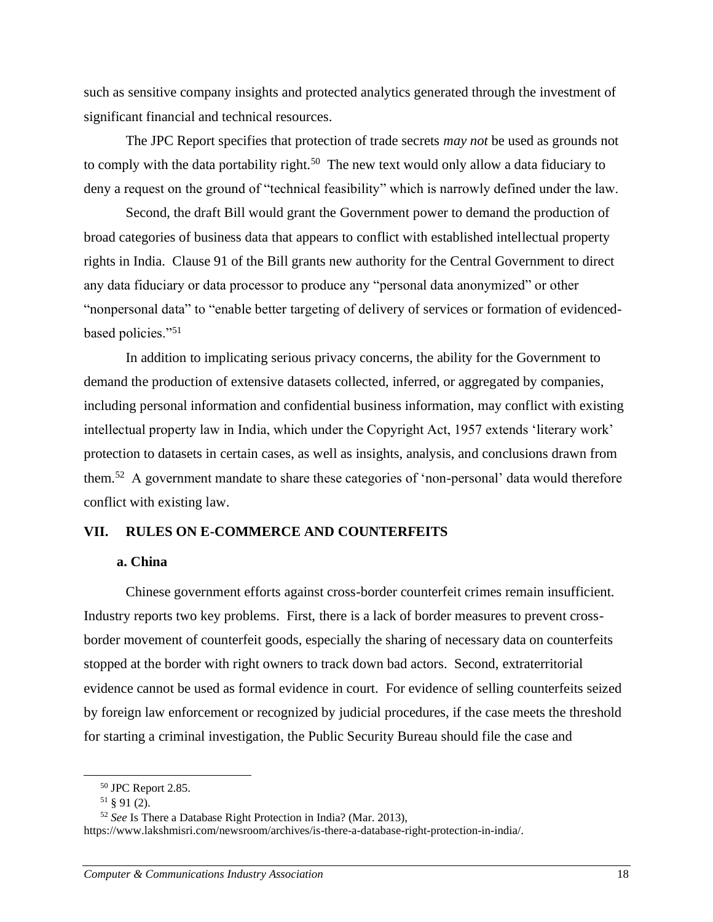such as sensitive company insights and protected analytics generated through the investment of significant financial and technical resources.

The JPC Report specifies that protection of trade secrets *may not* be used as grounds not to comply with the data portability right.[50] The new text would only allow a data fiduciary to deny a request on the ground of "technical feasibility" which is narrowly defined under the law.

Second, the draft Bill would grant the Government power to demand the production of broad categories of business data that appears to conflict with established intellectual property rights in India. Clause 91 of the Bill grants new authority for the Central Government to direct any data fiduciary or data processor to produce any "personal data anonymized" or other "nonpersonal data" to "enable better targeting of delivery of services or formation of evidenced-based policies."[51]

In addition to implicating serious privacy concerns, the ability for the Government to demand the production of extensive datasets collected, inferred, or aggregated by companies, including personal information and confidential business information, may conflict with existing intellectual property law in India, which under the Copyright Act, 1957 extends 'literary work' protection to datasets in certain cases, as well as insights, analysis, and conclusions drawn from them.[52] A government mandate to share these categories of 'non-personal' data would therefore conflict with existing law.

## VII. RULES ON E-COMMERCE AND COUNTERFEITS

### a. China

Chinese government efforts against cross-border counterfeit crimes remain insufficient. Industry reports two key problems. First, there is a lack of border measures to prevent cross-border movement of counterfeit goods, especially the sharing of necessary data on counterfeits stopped at the border with right owners to track down bad actors. Second, extraterritorial evidence cannot be used as formal evidence in court. For evidence of selling counterfeits seized by foreign law enforcement or recognized by judicial procedures, if the case meets the threshold for starting a criminal investigation, the Public Security Bureau should file the case and

---

[50] JPC Report 2.85.

[51] § 91 (2).

[52] *See* Is There a Database Right Protection in India? (Mar. 2013), https://www.lakshmisri.com/newsroom/archives/is-there-a-database-right-protection-in-india/.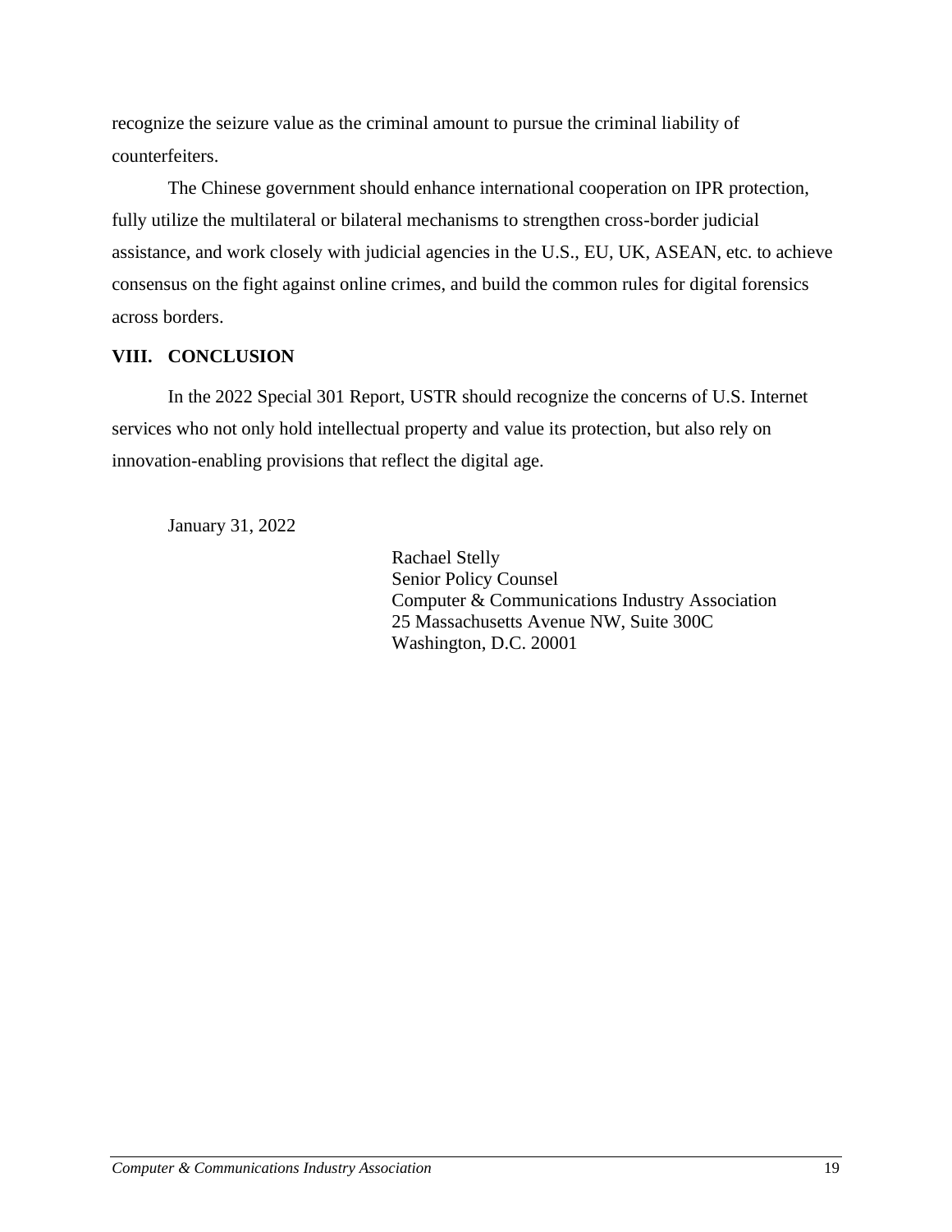recognize the seizure value as the criminal amount to pursue the criminal liability of counterfeiters.

The Chinese government should enhance international cooperation on IPR protection, fully utilize the multilateral or bilateral mechanisms to strengthen cross-border judicial assistance, and work closely with judicial agencies in the U.S., EU, UK, ASEAN, etc. to achieve consensus on the fight against online crimes, and build the common rules for digital forensics across borders.

## VIII. CONCLUSION

In the 2022 Special 301 Report, USTR should recognize the concerns of U.S. Internet services who not only hold intellectual property and value its protection, but also rely on innovation-enabling provisions that reflect the digital age.

January 31, 2022

Rachael Stelly
Senior Policy Counsel
Computer & Communications Industry Association
25 Massachusetts Avenue NW, Suite 300C
Washington, D.C. 20001